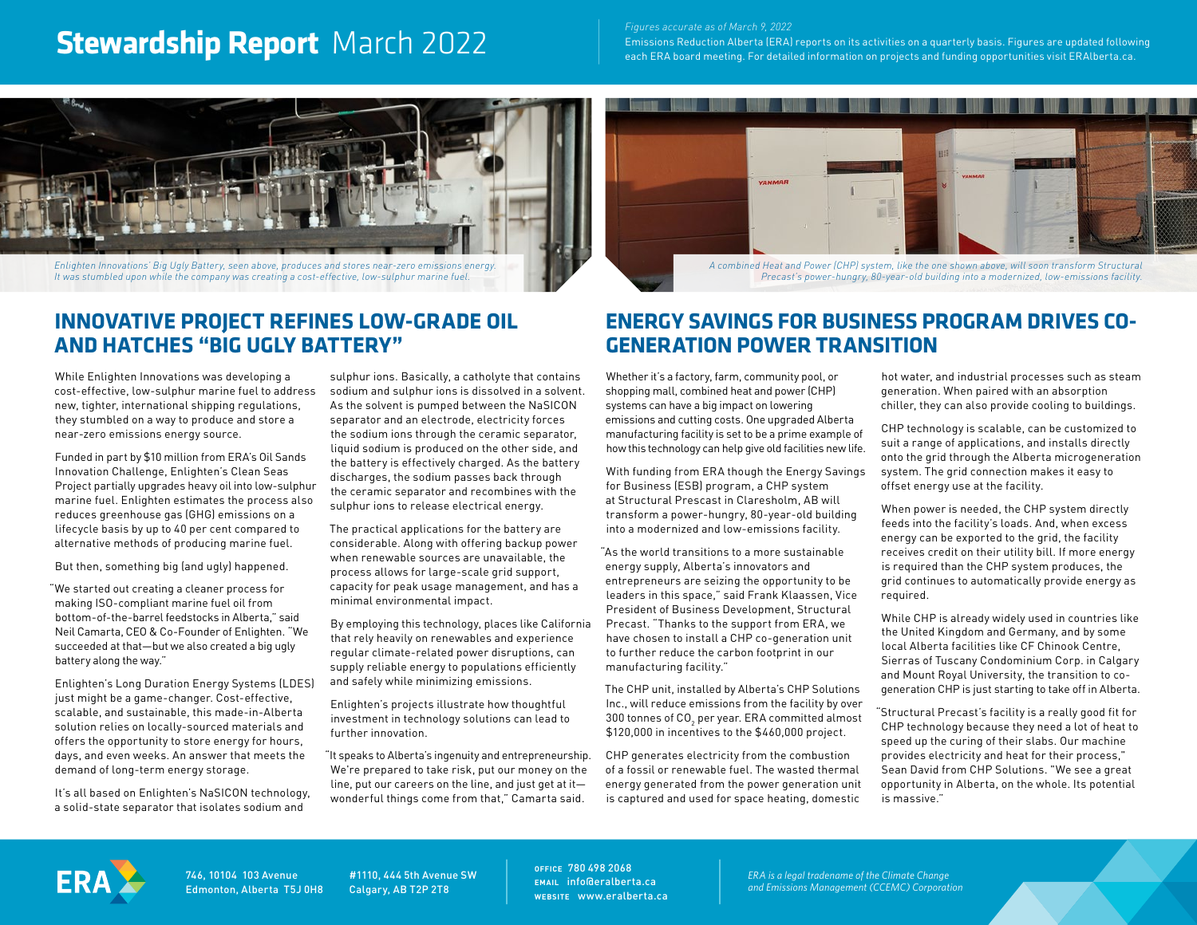# Stewardship Report March 2022

*Figures accurate as of March 9, 2022*

Emissions Reduction Alberta (ERA) reports on its activities on a quarterly basis. Figures are updated following each ERA board meeting. For detailed information on projects and funding opportunities visit ERAlberta.ca.

*Enlighten Innovations' Big Ugly Battery, seen above, produces and stores near-zero emissions energy. It was stumbled upon while the company was creating a cost-effective, low-sulphur marine fuel.*

*A combined Heat and Power (CHP) system, like the one shown above, will soon transform Structural Precast's power-hungry, 80-year-old building into a modernized, low-emissions facility.*

## INNOVATIVE PROJECT REFINES LOW-GRADE OIL AND HATCHES "BIG UGLY BATTERY"

While Enlighten Innovations was developing a cost-effective, low-sulphur marine fuel to address new, tighter, international shipping regulations, they stumbled on a way to produce and store a near-zero emissions energy source.

Funded in part by $10 million from ERA's Oil Sands Innovation Challenge, Enlighten's Clean Seas Project partially upgrades heavy oil into low-sulphur marine fuel. Enlighten estimates the process also reduces greenhouse gas (GHG) emissions on a lifecycle basis by up to 40 per cent compared to alternative methods of producing marine fuel.

But then, something big (and ugly) happened.

"We started out creating a cleaner process for making ISO-compliant marine fuel oil from bottom-of-the-barrel feedstocks in Alberta," said Neil Camarta, CEO & Co-Founder of Enlighten. "We succeeded at that—but we also created a big ugly battery along the way."

Enlighten's Long Duration Energy Systems (LDES) just might be a game-changer. Cost-effective, scalable, and sustainable, this made-in-Alberta solution relies on locally-sourced materials and offers the opportunity to store energy for hours, days, and even weeks. An answer that meets the demand of long-term energy storage.

It's all based on Enlighten's NaSICON technology, a solid-state separator that isolates sodium and sulphur ions. Basically, a catholyte that contains sodium and sulphur ions is dissolved in a solvent. As the solvent is pumped between the NaSICON separator and an electrode, electricity forces the sodium ions through the ceramic separator, liquid sodium is produced on the other side, and the battery is effectively charged. As the battery discharges, the sodium passes back through the ceramic separator and recombines with the sulphur ions to release electrical energy.

The practical applications for the battery are considerable. Along with offering backup power when renewable sources are unavailable, the process allows for large-scale grid support, capacity for peak usage management, and has a minimal environmental impact.

By employing this technology, places like California that rely heavily on renewables and experience regular climate-related power disruptions, can supply reliable energy to populations efficiently and safely while minimizing emissions.

Enlighten's projects illustrate how thoughtful investment in technology solutions can lead to further innovation.

"It speaks to Alberta's ingenuity and entrepreneurship. We're prepared to take risk, put our money on the line, put our careers on the line, and just get at it—wonderful things come from that," Camarta said.

## ENERGY SAVINGS FOR BUSINESS PROGRAM DRIVES CO-GENERATION POWER TRANSITION

Whether it's a factory, farm, community pool, or shopping mall, combined heat and power (CHP) systems can have a big impact on lowering emissions and cutting costs. One upgraded Alberta manufacturing facility is set to be a prime example of how this technology can help give old facilities new life.

With funding from ERA though the Energy Savings for Business (ESB) program, a CHP system at Structural Prescast in Claresholm, AB will transform a power-hungry, 80-year-old building into a modernized and low-emissions facility.

"As the world transitions to a more sustainable energy supply, Alberta's innovators and entrepreneurs are seizing the opportunity to be leaders in this space," said Frank Klaassen, Vice President of Business Development, Structural Precast. "Thanks to the support from ERA, we have chosen to install a CHP co-generation unit to further reduce the carbon footprint in our manufacturing facility."

The CHP unit, installed by Alberta's CHP Solutions Inc., will reduce emissions from the facility by over 300 tonnes of $CO_2$ per year. ERA committed almost $120,000 in incentives to the $460,000 project.

CHP generates electricity from the combustion of a fossil or renewable fuel. The wasted thermal energy generated from the power generation unit is captured and used for space heating, domestic hot water, and industrial processes such as steam generation. When paired with an absorption chiller, they can also provide cooling to buildings.

CHP technology is scalable, can be customized to suit a range of applications, and installs directly onto the grid through the Alberta microgeneration system. The grid connection makes it easy to offset energy use at the facility.

When power is needed, the CHP system directly feeds into the facility's loads. And, when excess energy can be exported to the grid, the facility receives credit on their utility bill. If more energy is required than the CHP system produces, the grid continues to automatically provide energy as required.

While CHP is already widely used in countries like the United Kingdom and Germany, and by some local Alberta facilities like CF Chinook Centre, Sierras of Tuscany Condominium Corp. in Calgary and Mount Royal University, the transition to co-generation CHP is just starting to take off in Alberta.

"Structural Precast's facility is a really good fit for CHP technology because they need a lot of heat to speed up the curing of their slabs. Our machine provides electricity and heat for their process," Sean David from CHP Solutions. "We see a great opportunity in Alberta, on the whole. Its potential is massive."

ERA

746, 10104 103 Avenue
Edmonton, Alberta T5J 0H8

#1110, 444 5th Avenue SW
Calgary, AB T2P 2T8

**OFFICE** 780 498 2068
**EMAIL** info@eralberta.ca
**WEBSITE** www.eralberta.ca

*ERA is a legal tradename of the Climate Change and Emissions Management (CCEMC) Corporation*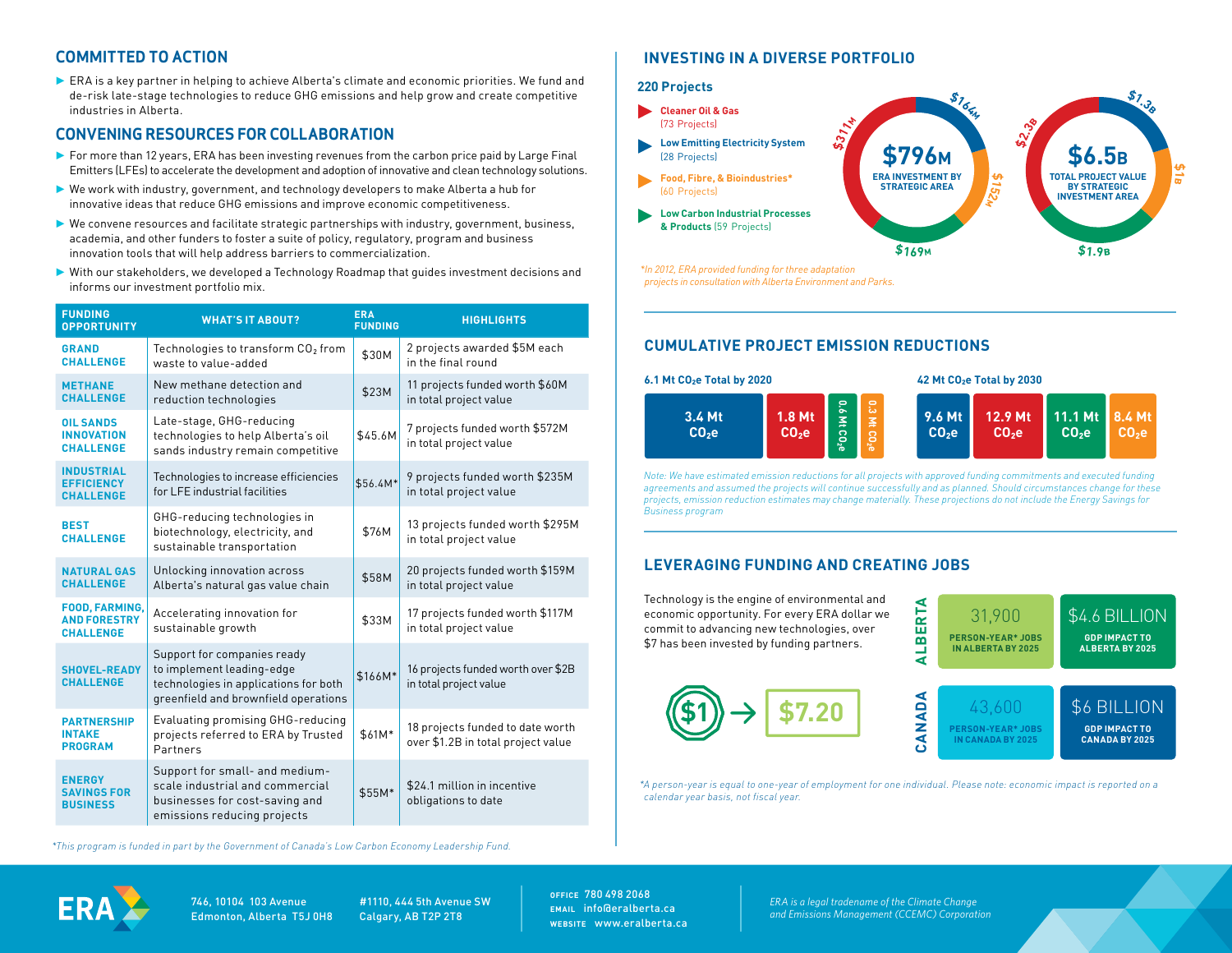## COMMITTED TO ACTION

- ERA is a key partner in helping to achieve Alberta's climate and economic priorities. We fund and de-risk late-stage technologies to reduce GHG emissions and help grow and create competitive industries in Alberta.

## CONVENING RESOURCES FOR COLLABORATION

- For more than 12 years, ERA has been investing revenues from the carbon price paid by Large Final Emitters (LFEs) to accelerate the development and adoption of innovative and clean technology solutions.
- We work with industry, government, and technology developers to make Alberta a hub for innovative ideas that reduce GHG emissions and improve economic competitiveness.
- We convene resources and facilitate strategic partnerships with industry, government, business, academia, and other funders to foster a suite of policy, regulatory, program and business innovation tools that will help address barriers to commercialization.
- With our stakeholders, we developed a Technology Roadmap that guides investment decisions and informs our investment portfolio mix.

| FUNDING OPPORTUNITY | WHAT'S IT ABOUT? | ERA FUNDING | HIGHLIGHTS |
|---|---|---|---|
| GRAND CHALLENGE | Technologies to transform $CO_2$ from waste to value-added | $30M | 2 projects awarded $5M each in the final round |
| METHANE CHALLENGE | New methane detection and reduction technologies | $23M | 11 projects funded worth $60M in total project value |
| OIL SANDS INNOVATION CHALLENGE | Late-stage, GHG-reducing technologies to help Alberta's oil sands industry remain competitive | $45.6M | 7 projects funded worth $572M in total project value |
| INDUSTRIAL EFFICIENCY CHALLENGE | Technologies to increase efficiencies for LFE industrial facilities | $56.4M* | 9 projects funded worth $235M in total project value |
| BEST CHALLENGE | GHG-reducing technologies in biotechnology, electricity, and sustainable transportation | $76M | 13 projects funded worth $295M in total project value |
| NATURAL GAS CHALLENGE | Unlocking innovation across Alberta's natural gas value chain | $58M | 20 projects funded worth $159M in total project value |
| FOOD, FARMING, AND FORESTRY CHALLENGE | Accelerating innovation for sustainable growth | $33M | 17 projects funded worth $117M in total project value |
| SHOVEL-READY CHALLENGE | Support for companies ready to implement leading-edge technologies in applications for both greenfield and brownfield operations | $166M* | 16 projects funded worth over $2B in total project value |
| PARTNERSHIP INTAKE PROGRAM | Evaluating promising GHG-reducing projects referred to ERA by Trusted Partners | $61M* | 18 projects funded to date worth over $1.2B in total project value |
| ENERGY SAVINGS FOR BUSINESS | Support for small- and medium-scale industrial and commercial businesses for cost-saving and emissions reducing projects | $55M* | $24.1 million in incentive obligations to date |

*This program is funded in part by the Government of Canada's Low Carbon Economy Leadership Fund.*

## INVESTING IN A DIVERSE PORTFOLIO

**220 Projects**

- Cleaner Oil & Gas (73 Projects)
- Low Emitting Electricity System (28 Projects)
- Food, Fibre, & Bioindustries* (60 Projects)
- Low Carbon Industrial Processes & Products (59 Projects)

$796M
ERA INVESTMENT BY STRATEGIC AREA
$164M
$152M
$169M
$311M

$6.5B
TOTAL PROJECT VALUE BY STRATEGIC INVESTMENT AREA
$1.3B
$1B
$1.9B
$2.3B

*\*In 2012, ERA provided funding for three adaptation projects in consultation with Alberta Environment and Parks.*

## CUMULATIVE PROJECT EMISSION REDUCTIONS

**6.1 Mt $CO_2e$ Total by 2020**

3.4 Mt $CO_2e$
1.8 Mt $CO_2e$
0.6 Mt $CO_2e$
0.3 Mt $CO_2e$

**42 Mt $CO_2e$ Total by 2030**

9.6 Mt $CO_2e$
12.9 Mt $CO_2e$
11.1 Mt $CO_2e$
8.4 Mt $CO_2e$

*Note: We have estimated emission reductions for all projects with approved funding commitments and executed funding agreements and assumed the projects will continue successfully and as planned. Should circumstances change for these projects, emission reduction estimates may change materially. These projections do not include the Energy Savings for Business program*

## LEVERAGING FUNDING AND CREATING JOBS

Technology is the engine of environmental and economic opportunity. For every ERA dollar we commit to advancing new technologies, over $7 has been invested by funding partners.

$1 → $7.20

**ALBERTA**

31,900
PERSON-YEAR* JOBS IN ALBERTA BY 2025

$4.6 BILLION
GDP IMPACT TO ALBERTA BY 2025

**CANADA**

43,600
PERSON-YEAR* JOBS IN CANADA BY 2025

$6 BILLION
GDP IMPACT TO CANADA BY 2025

*\*A person-year is equal to one-year of employment for one individual. Please note: economic impact is reported on a calendar year basis, not fiscal year.*

ERA

746, 10104 103 Avenue
Edmonton, Alberta T5J 0H8

#1110, 444 5th Avenue SW
Calgary, AB T2P 2T8

OFFICE 780 498 2068
EMAIL info@eralberta.ca
WEBSITE www.eralberta.ca

*ERA is a legal tradename of the Climate Change and Emissions Management (CCEMC) Corporation*